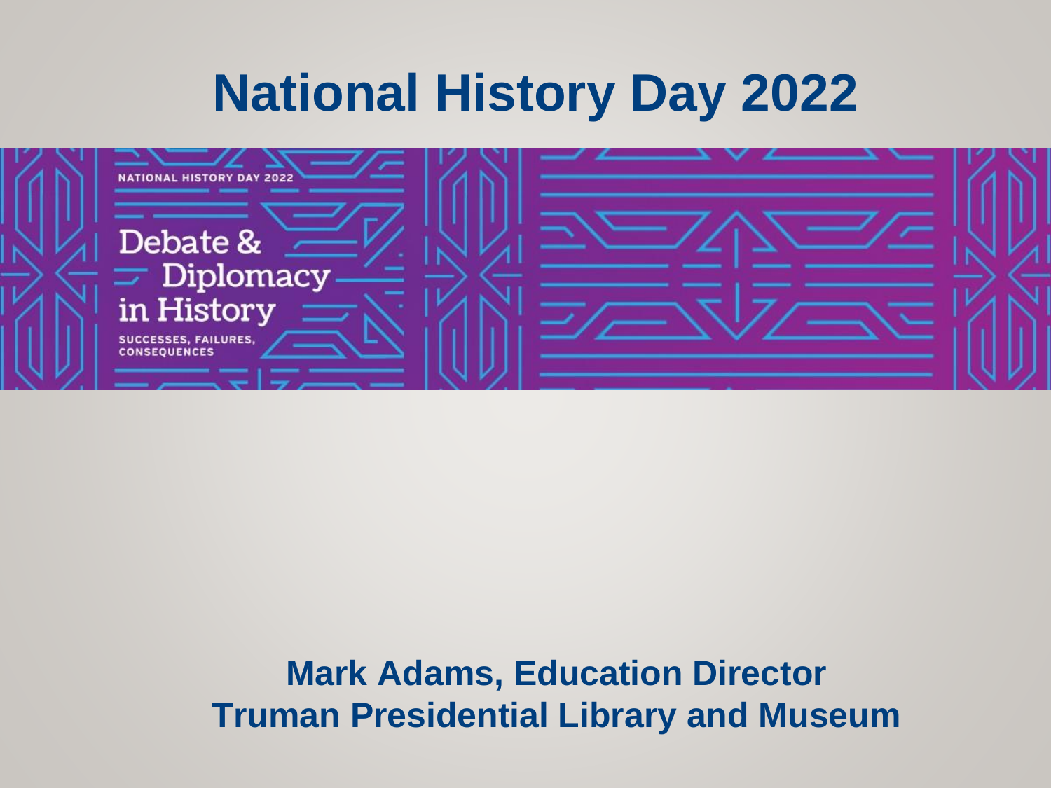# National History Day 2022

NATIONAL HISTORY DAY 2022

Debate & Diplomacy in History

SUCCESSES, FAILURES, CONSEQUENCES

**Mark Adams, Education Director**
**Truman Presidential Library and Museum**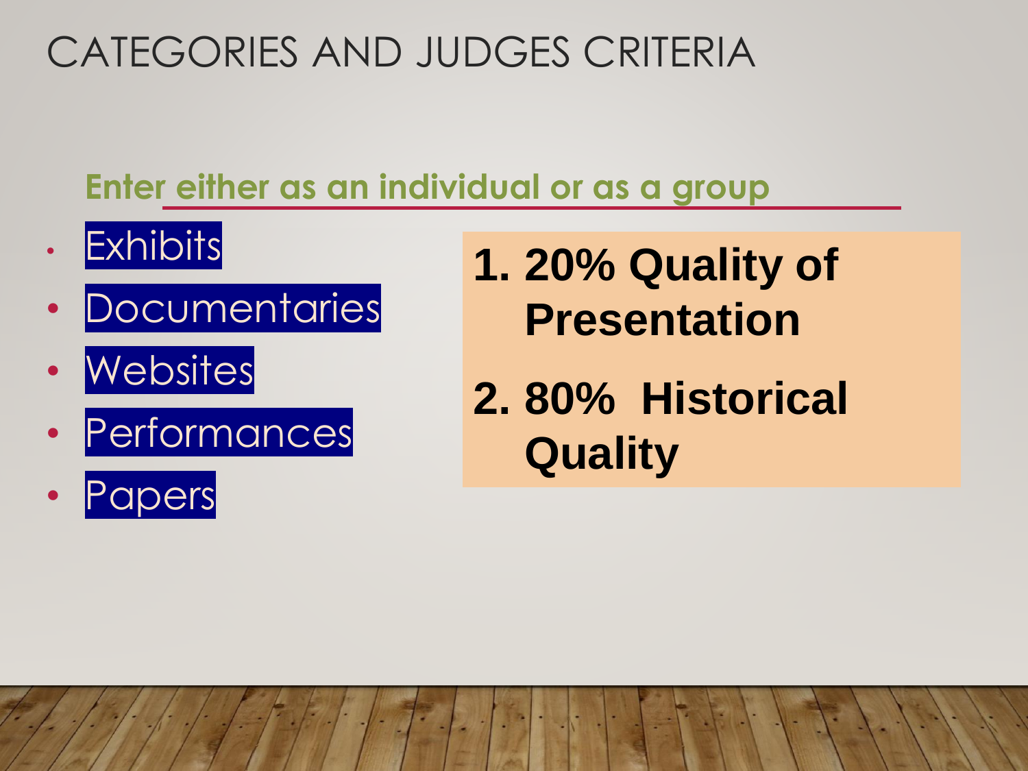# CATEGORIES AND JUDGES CRITERIA

**Enter either as an individual or as a group**

- Exhibits
- Documentaries
- Websites
- Performances
- Papers

1. **20% Quality of Presentation**
2. **80% Historical Quality**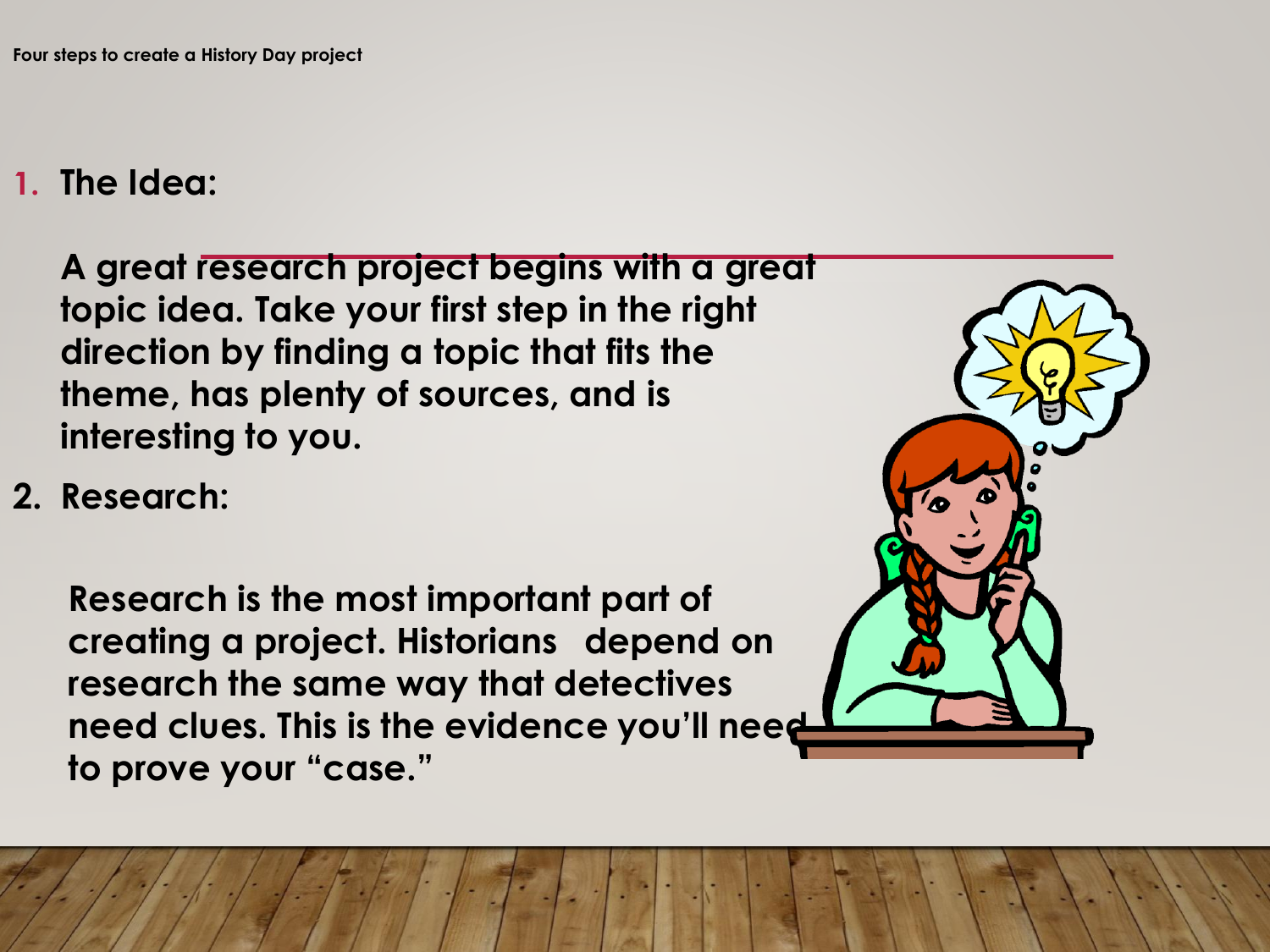Four steps to create a History Day project

1. **The Idea:**

   **A great research project begins with a great topic idea. Take your first step in the right direction by finding a topic that fits the theme, has plenty of sources, and is interesting to you.**

2. **Research:**

   **Research is the most important part of creating a project. Historians depend on research the same way that detectives need clues. This is the evidence you'll need to prove your "case."**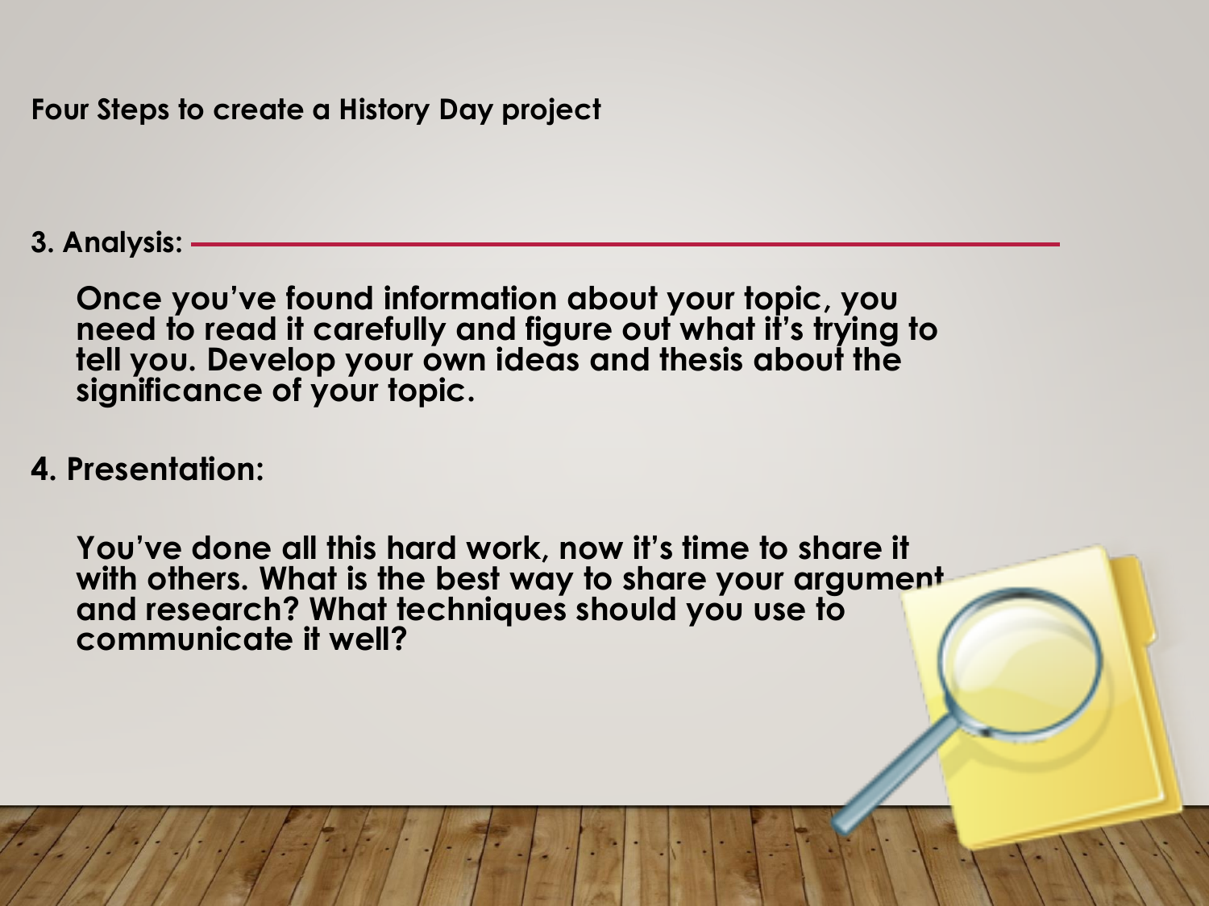**Four Steps to create a History Day project**

**3. Analysis:**

**Once you've found information about your topic, you need to read it carefully and figure out what it's trying to tell you. Develop your own ideas and thesis about the significance of your topic.**

**4. Presentation:**

**You've done all this hard work, now it's time to share it with others. What is the best way to share your argument and research? What techniques should you use to communicate it well?**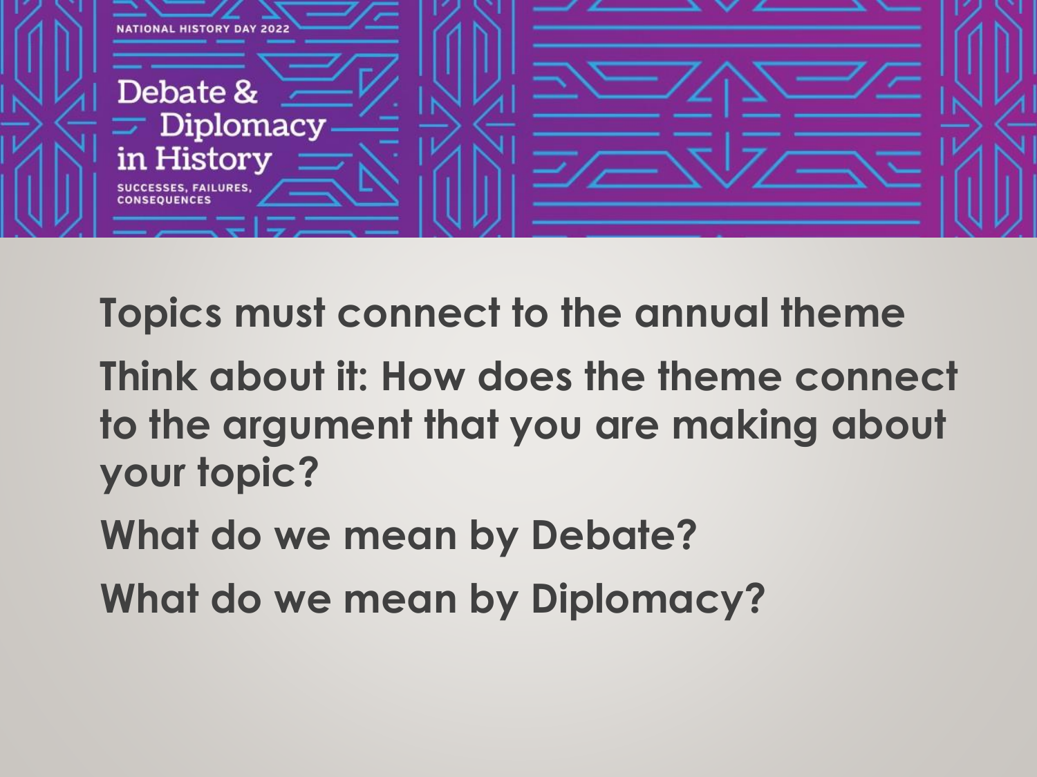NATIONAL HISTORY DAY 2022

# Debate & Diplomacy in History

SUCCESSES, FAILURES, CONSEQUENCES

**Topics must connect to the annual theme**

**Think about it: How does the theme connect to the argument that you are making about your topic?**

**What do we mean by Debate?**

**What do we mean by Diplomacy?**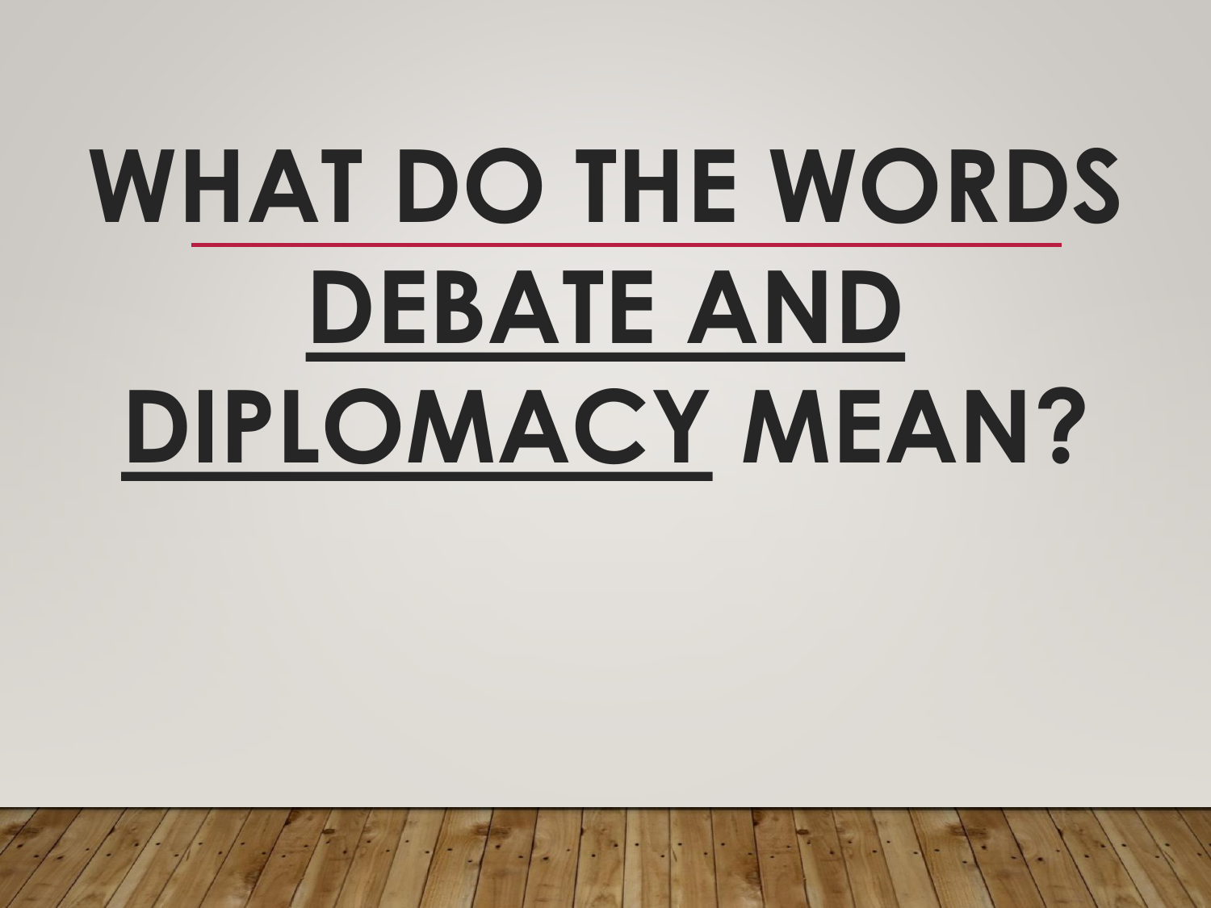# WHAT DO THE WORDS DEBATE AND DIPLOMACY MEAN?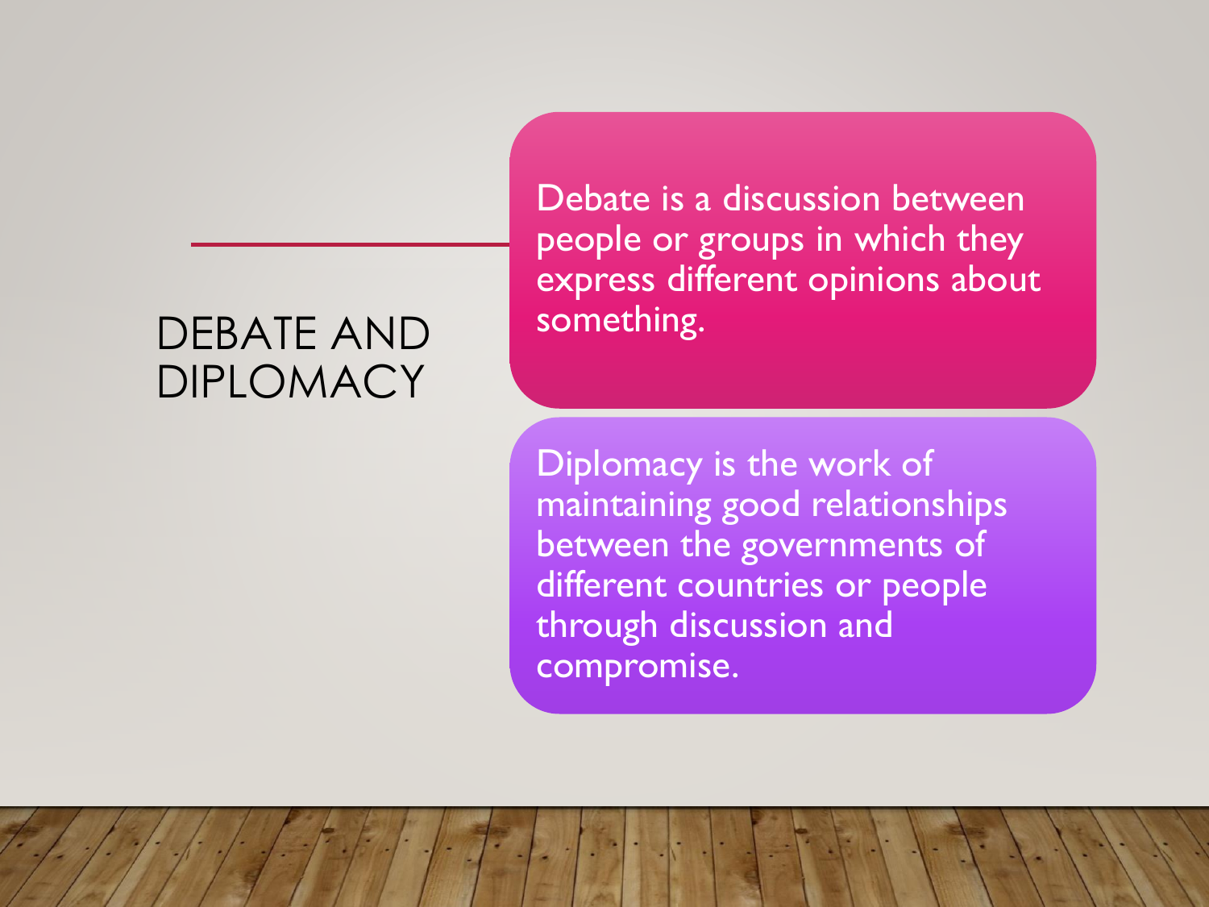# DEBATE AND DIPLOMACY

Debate is a discussion between people or groups in which they express different opinions about something.

Diplomacy is the work of maintaining good relationships between the governments of different countries or people through discussion and compromise.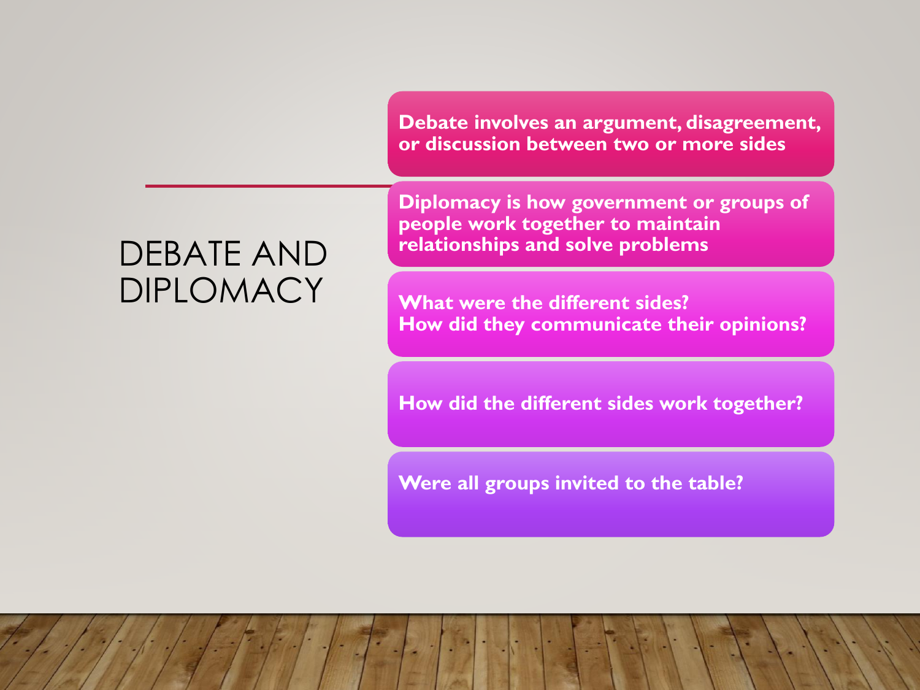# DEBATE AND DIPLOMACY

**Debate involves an argument, disagreement, or discussion between two or more sides**

**Diplomacy is how government or groups of people work together to maintain relationships and solve problems**

**What were the different sides?**
**How did they communicate their opinions?**

**How did the different sides work together?**

**Were all groups invited to the table?**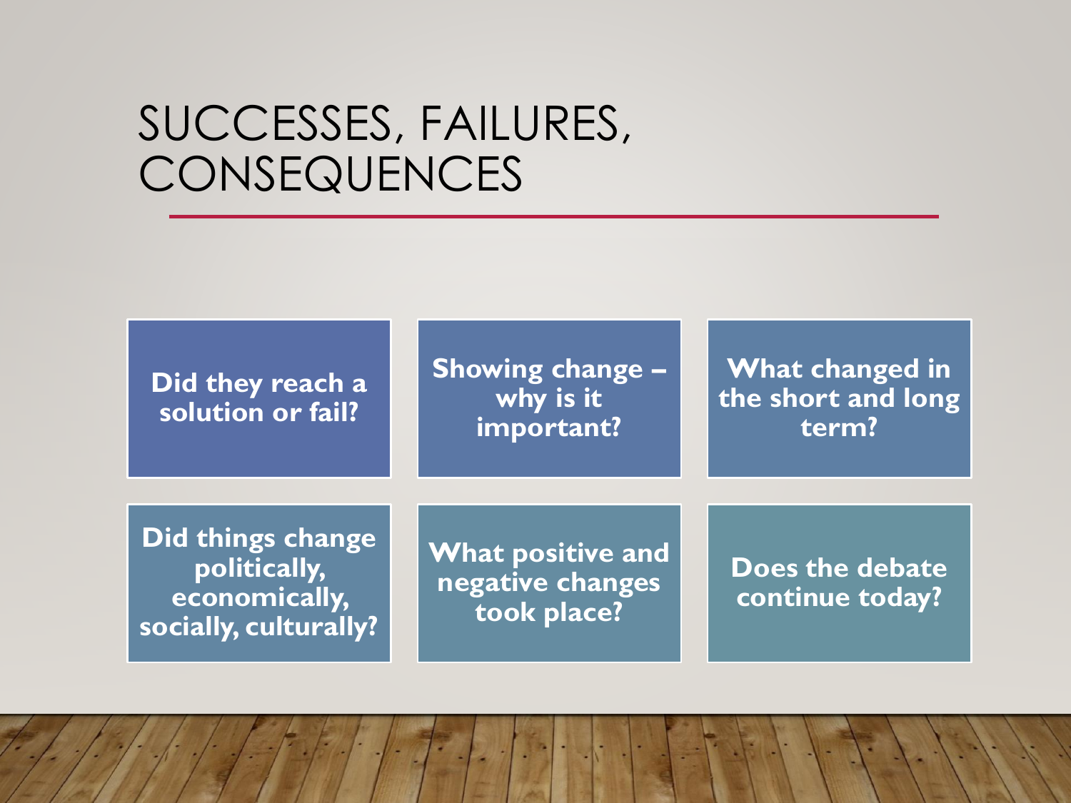# SUCCESSES, FAILURES, CONSEQUENCES

- **Did they reach a solution or fail?**
- **Showing change – why is it important?**
- **What changed in the short and long term?**
- **Did things change politically, economically, socially, culturally?**
- **What positive and negative changes took place?**
- **Does the debate continue today?**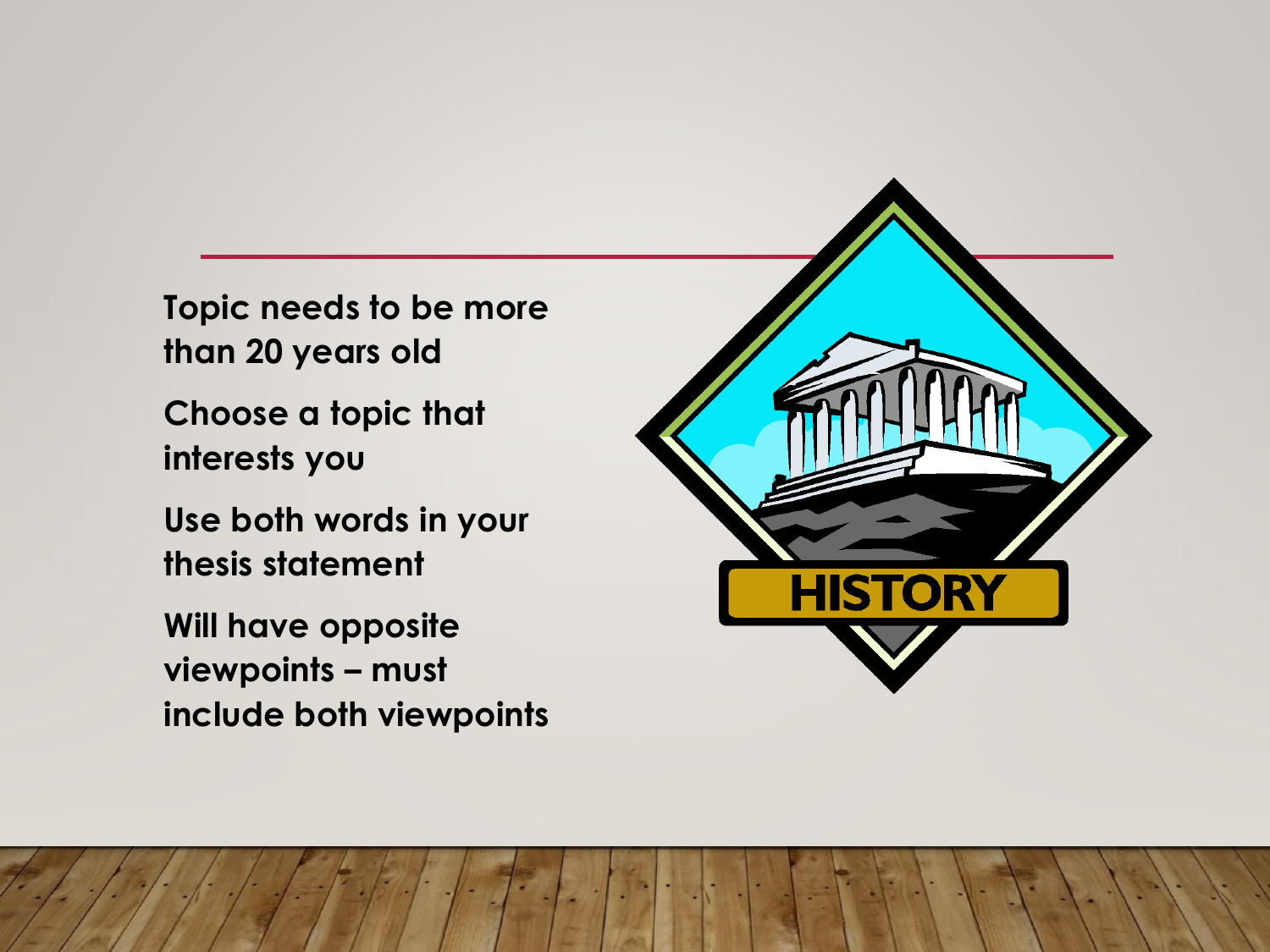- Topic needs to be more than 20 years old
- Choose a topic that interests you
- Use both words in your thesis statement
- Will have opposite viewpoints – must include both viewpoints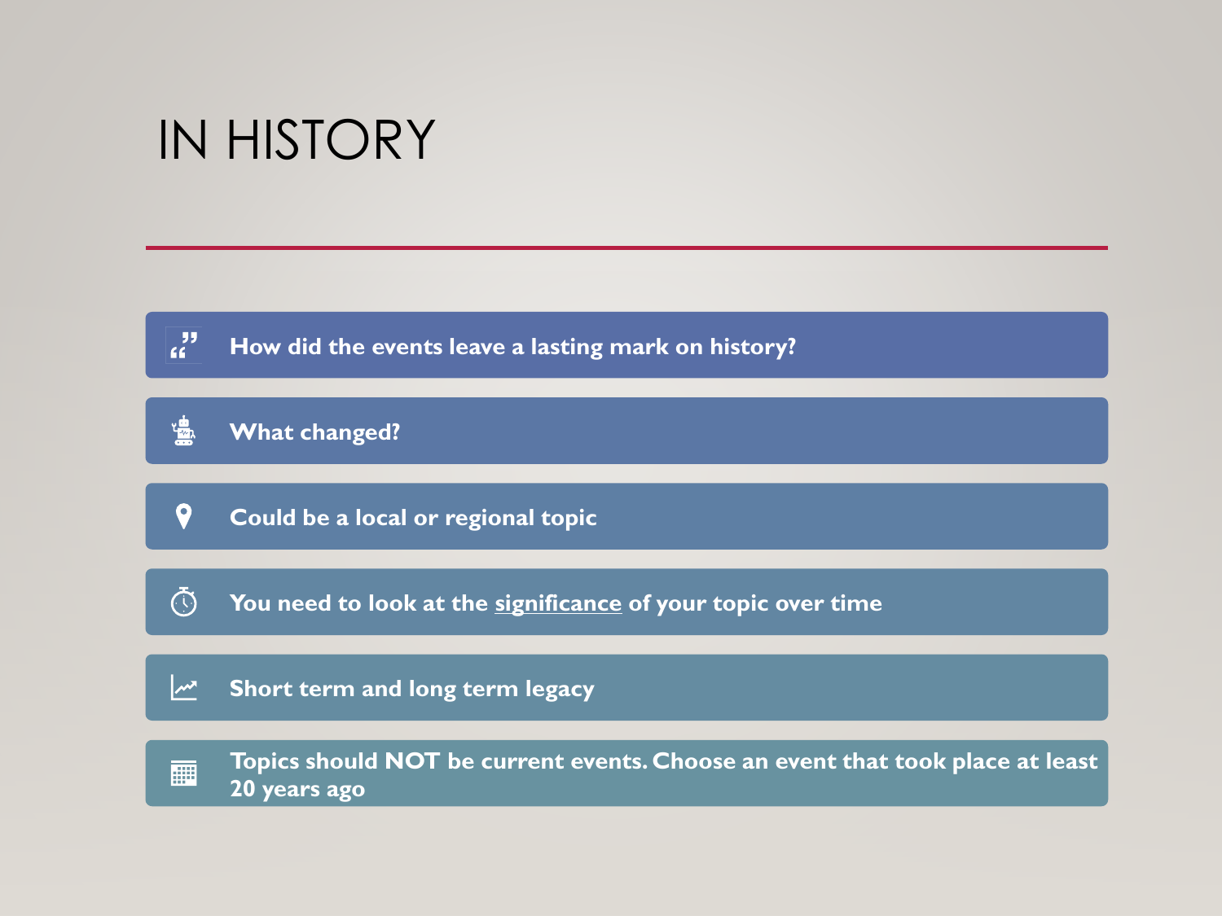# IN HISTORY

- How did the events leave a lasting mark on history?
- What changed?
- Could be a local or regional topic
- You need to look at the <u>significance</u> of your topic over time
- Short term and long term legacy
- Topics should NOT be current events. Choose an event that took place at least 20 years ago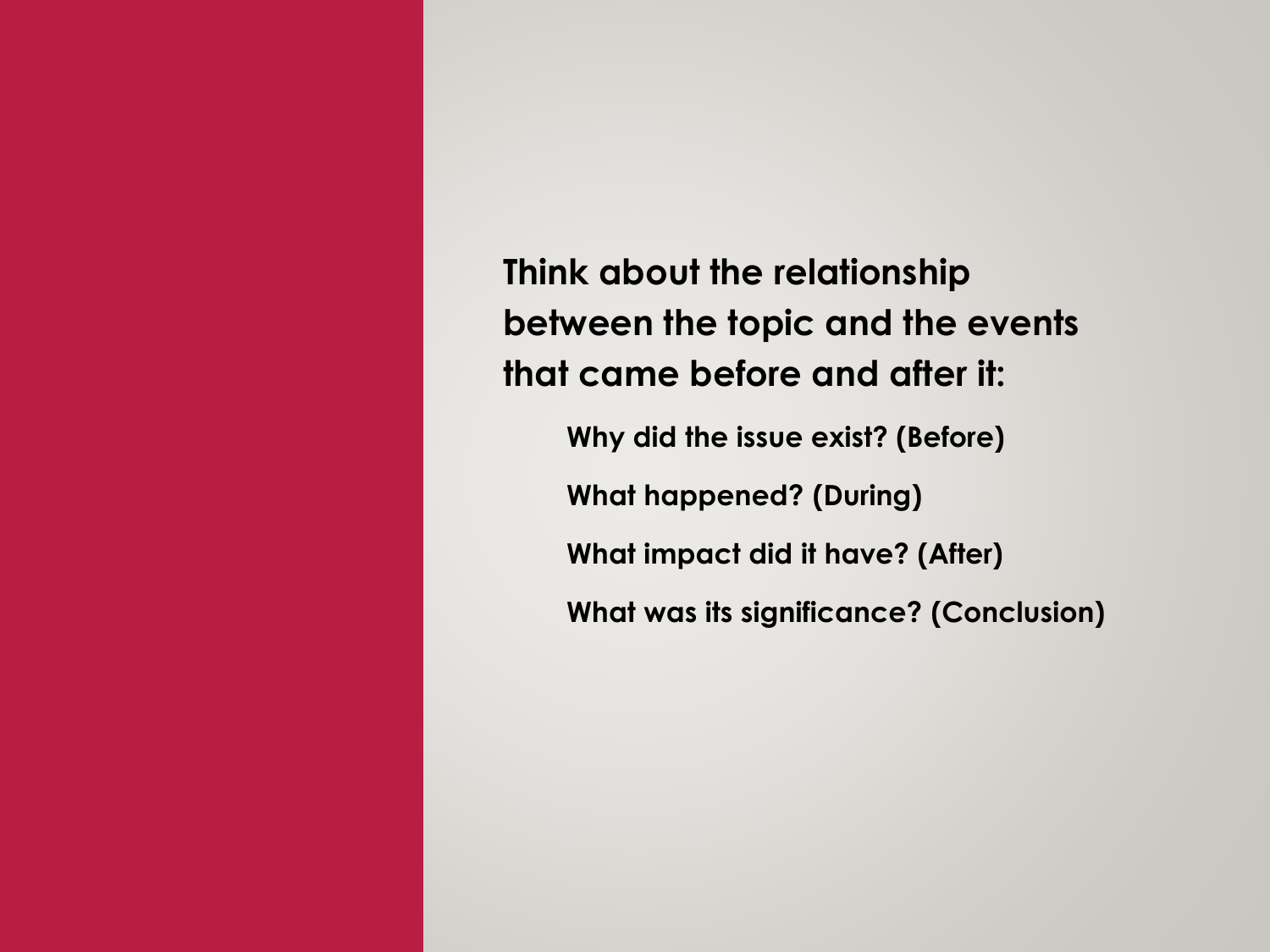**Think about the relationship between the topic and the events that came before and after it:**

- **Why did the issue exist? (Before)**
- **What happened? (During)**
- **What impact did it have? (After)**
- **What was its significance? (Conclusion)**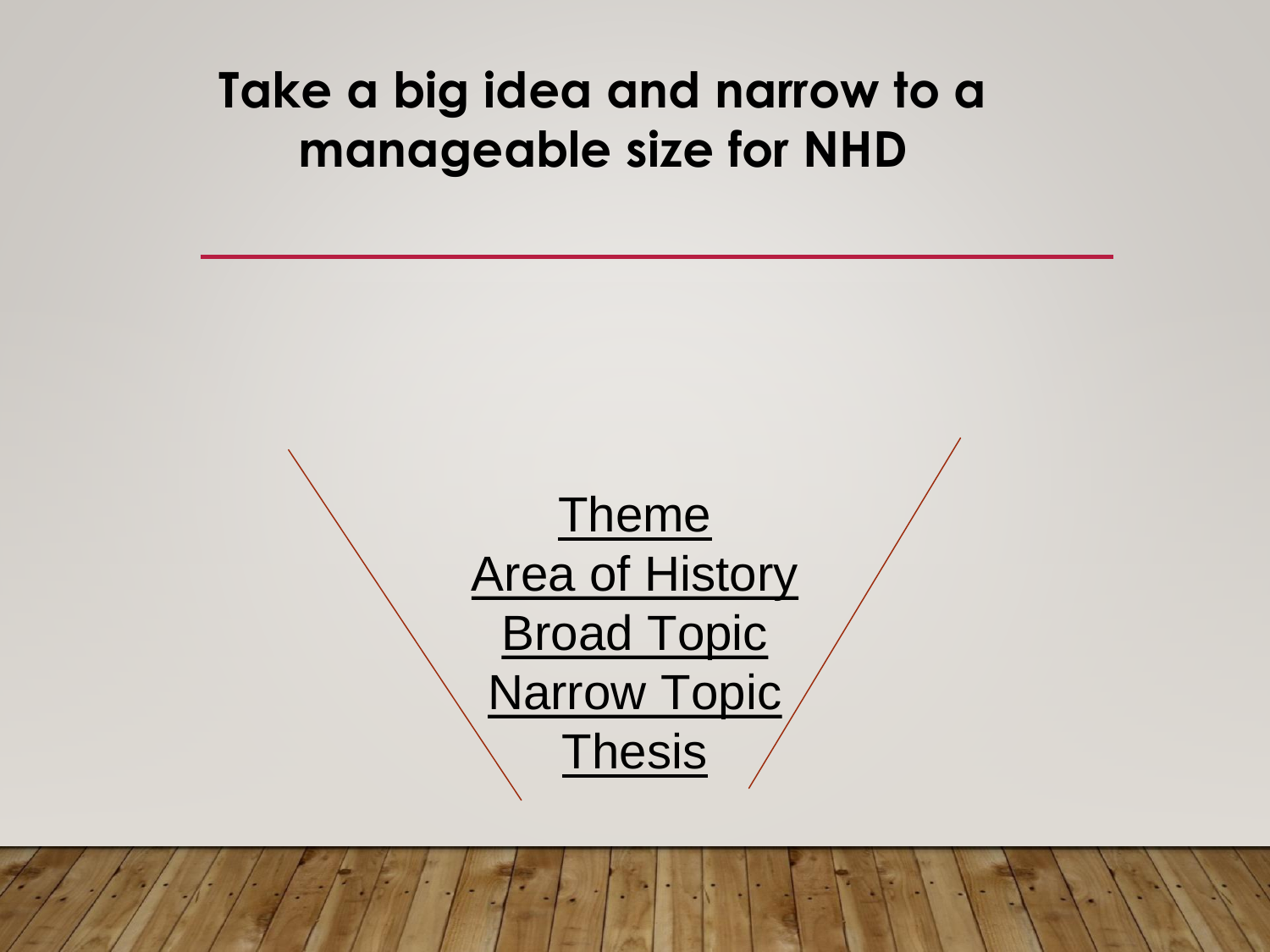# Take a big idea and narrow to a manageable size for NHD

Theme

Area of History

Broad Topic

Narrow Topic

Thesis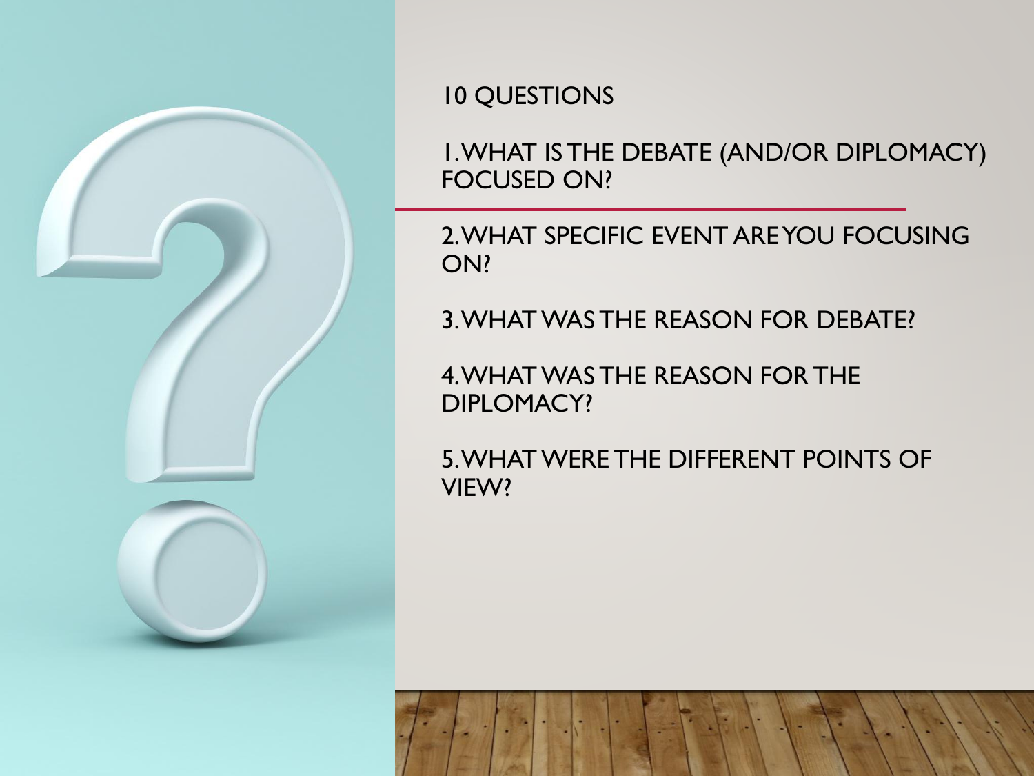# 10 QUESTIONS

1. WHAT IS THE DEBATE (AND/OR DIPLOMACY) FOCUSED ON?
2. WHAT SPECIFIC EVENT ARE YOU FOCUSING ON?
3. WHAT WAS THE REASON FOR DEBATE?
4. WHAT WAS THE REASON FOR THE DIPLOMACY?
5. WHAT WERE THE DIFFERENT POINTS OF VIEW?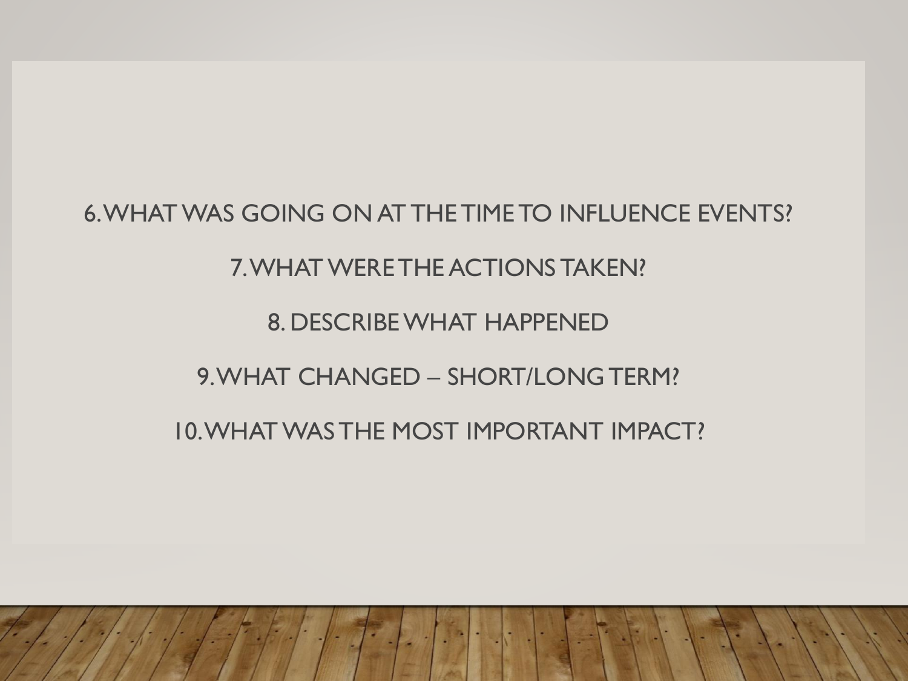6. WHAT WAS GOING ON AT THE TIME TO INFLUENCE EVENTS?

7. WHAT WERE THE ACTIONS TAKEN?

8. DESCRIBE WHAT HAPPENED

9. WHAT CHANGED – SHORT/LONG TERM?

10. WHAT WAS THE MOST IMPORTANT IMPACT?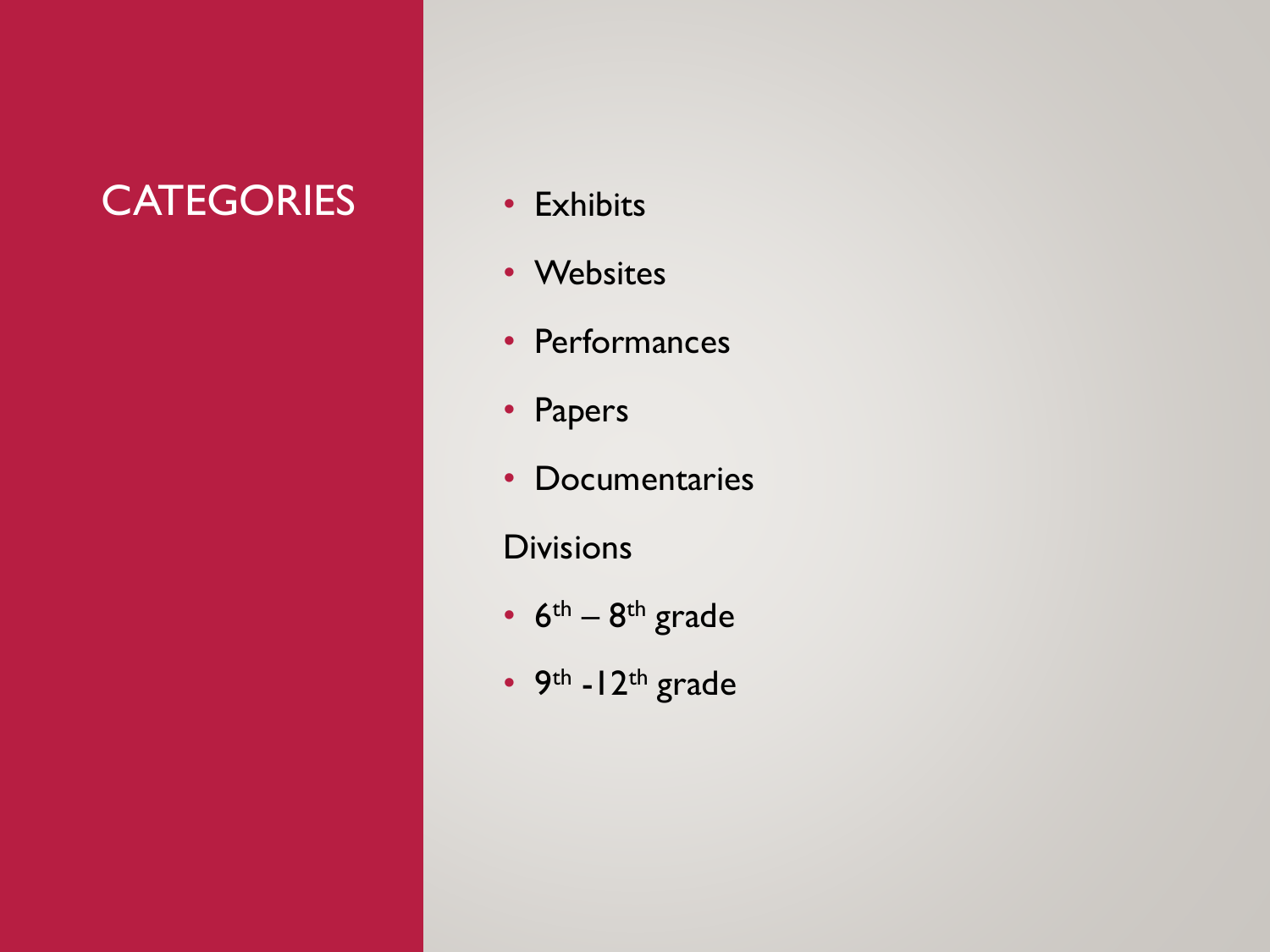# CATEGORIES

- Exhibits
- Websites
- Performances
- Papers
- Documentaries

Divisions

- $6^{th}$ – $8^{th}$ grade
- $9^{th}$ -$12^{th}$ grade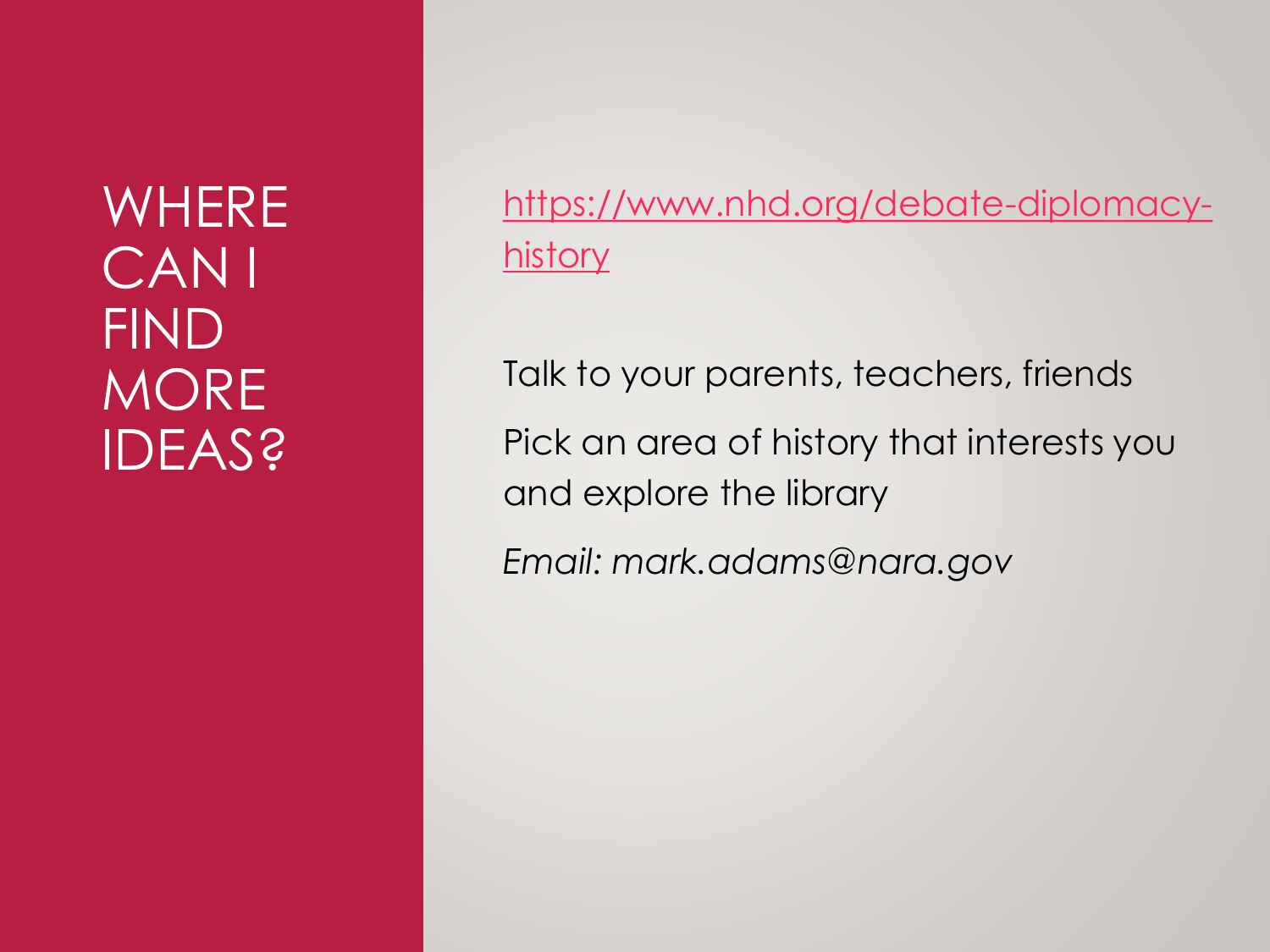# WHERE CAN I FIND MORE IDEAS?

https://www.nhd.org/debate-diplomacy-history

Talk to your parents, teachers, friends

Pick an area of history that interests you and explore the library

*Email: mark.adams@nara.gov*